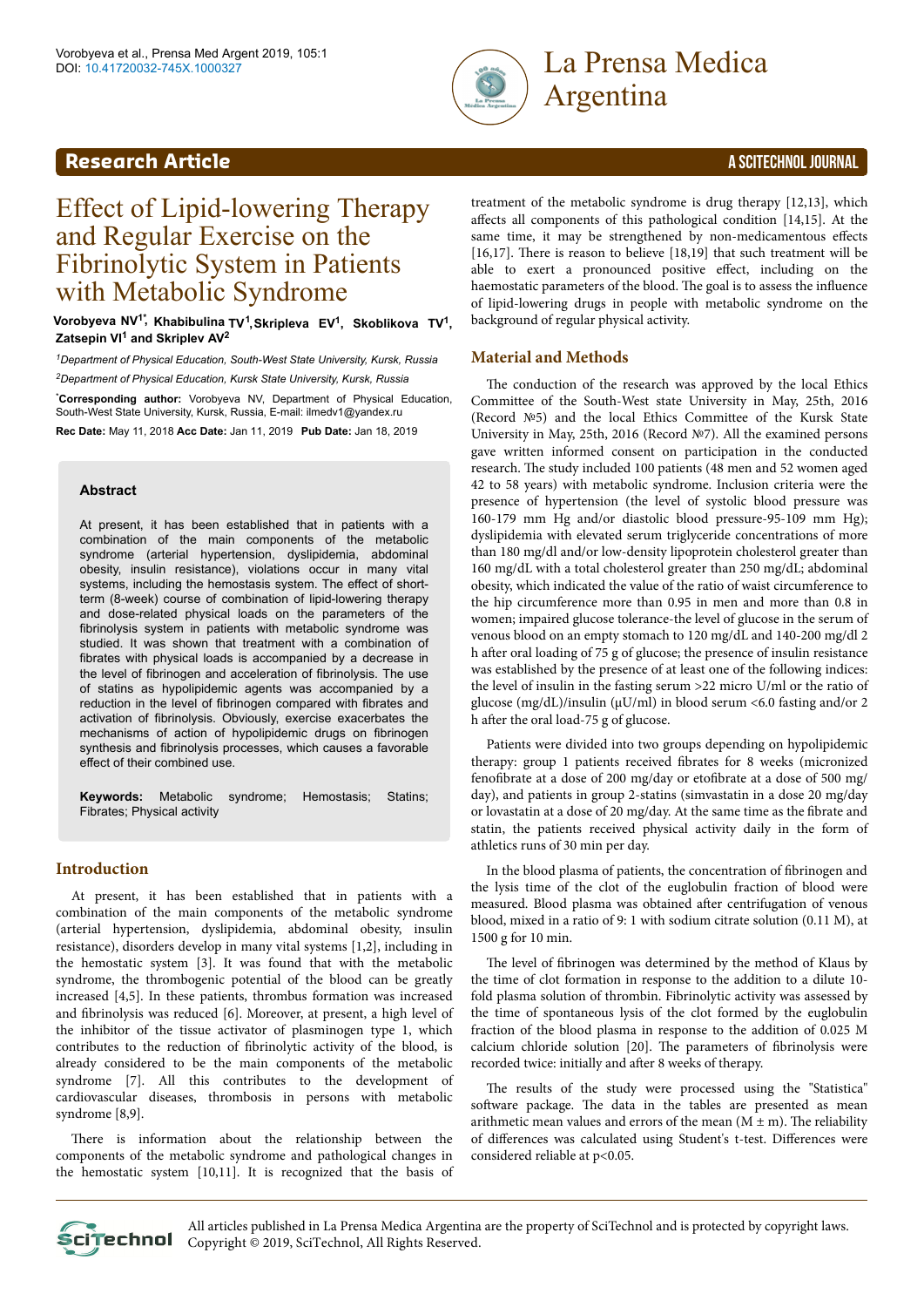**Research Article**

# Effect of Lipid-lowering Therapy and Regular Exercise on the Fibrinolytic System in Patients with Metabolic Syndrome

**Vorobyeva NV[1*], Khabibulina TV[1], Skripleva EV[1], Skoblikova TV[1], Zatsepin VI[1] and Skriplev AV[2]**

*[1]Department of Physical Education, South-West State University, Kursk, Russia*

*[2]Department of Physical Education, Kursk State University, Kursk, Russia*

**[*]Corresponding author:** Vorobyeva NV, Department of Physical Education, South-West State University, Kursk, Russia, E-mail: ilmedv1@yandex.ru

**Rec Date:** May 11, 2018 **Acc Date:** Jan 11, 2019 **Pub Date:** Jan 18, 2019

### Abstract

At present, it has been established that in patients with a combination of the main components of the metabolic syndrome (arterial hypertension, dyslipidemia, abdominal obesity, insulin resistance), violations occur in many vital systems, including the hemostasis system. The effect of short-term (8-week) course of combination of lipid-lowering therapy and dose-related physical loads on the parameters of the fibrinolysis system in patients with metabolic syndrome was studied. It was shown that treatment with a combination of fibrates with physical loads is accompanied by a decrease in the level of fibrinogen and acceleration of fibrinolysis. The use of statins as hypolipidemic agents was accompanied by a reduction in the level of fibrinogen compared with fibrates and activation of fibrinolysis. Obviously, exercise exacerbates the mechanisms of action of hypolipidemic drugs on fibrinogen synthesis and fibrinolysis processes, which causes a favorable effect of their combined use.

**Keywords:** Metabolic syndrome; Hemostasis; Statins; Fibrates; Physical activity

## Introduction

At present, it has been established that in patients with a combination of the main components of the metabolic syndrome (arterial hypertension, dyslipidemia, abdominal obesity, insulin resistance), disorders develop in many vital systems [1,2], including in the hemostatic system [3]. It was found that with the metabolic syndrome, the thrombogenic potential of the blood can be greatly increased [4,5]. In these patients, thrombus formation was increased and fibrinolysis was reduced [6]. Moreover, at present, a high level of the inhibitor of the tissue activator of plasminogen type 1, which contributes to the reduction of fibrinolytic activity of the blood, is already considered to be the main components of the metabolic syndrome [7]. All this contributes to the development of cardiovascular diseases, thrombosis in persons with metabolic syndrome [8,9].

There is information about the relationship between the components of the metabolic syndrome and pathological changes in the hemostatic system [10,11]. It is recognized that the basis of treatment of the metabolic syndrome is drug therapy [12,13], which affects all components of this pathological condition [14,15]. At the same time, it may be strengthened by non-medicamentous effects [16,17]. There is reason to believe [18,19] that such treatment will be able to exert a pronounced positive effect, including on the haemostatic parameters of the blood. The goal is to assess the influence of lipid-lowering drugs in people with metabolic syndrome on the background of regular physical activity.

## Material and Methods

The conduction of the research was approved by the local Ethics Committee of the South-West state University in May, 25th, 2016 (Record №5) and the local Ethics Committee of the Kursk State University in May, 25th, 2016 (Record №7). All the examined persons gave written informed consent on participation in the conducted research. The study included 100 patients (48 men and 52 women aged 42 to 58 years) with metabolic syndrome. Inclusion criteria were the presence of hypertension (the level of systolic blood pressure was 160-179 mm Hg and/or diastolic blood pressure-95-109 mm Hg); dyslipidemia with elevated serum triglyceride concentrations of more than 180 mg/dl and/or low-density lipoprotein cholesterol greater than 160 mg/dL with a total cholesterol greater than 250 mg/dL; abdominal obesity, which indicated the value of the ratio of waist circumference to the hip circumference more than 0.95 in men and more than 0.8 in women; impaired glucose tolerance-the level of glucose in the serum of venous blood on an empty stomach to 120 mg/dL and 140-200 mg/dl 2 h after oral loading of 75 g of glucose; the presence of insulin resistance was established by the presence of at least one of the following indices: the level of insulin in the fasting serum >22 micro U/ml or the ratio of glucose (mg/dL)/insulin (μU/ml) in blood serum <6.0 fasting and/or 2 h after the oral load-75 g of glucose.

Patients were divided into two groups depending on hypolipidemic therapy: group 1 patients received fibrates for 8 weeks (micronized fenofibrate at a dose of 200 mg/day or etofibrate at a dose of 500 mg/day), and patients in group 2-statins (simvastatin in a dose 20 mg/day or lovastatin at a dose of 20 mg/day. At the same time as the fibrate and statin, the patients received physical activity daily in the form of athletics runs of 30 min per day.

In the blood plasma of patients, the concentration of fibrinogen and the lysis time of the clot of the euglobulin fraction of blood were measured. Blood plasma was obtained after centrifugation of venous blood, mixed in a ratio of 9: 1 with sodium citrate solution (0.11 M), at 1500 g for 10 min.

The level of fibrinogen was determined by the method of Klaus by the time of clot formation in response to the addition to a dilute 10-fold plasma solution of thrombin. Fibrinolytic activity was assessed by the time of spontaneous lysis of the clot formed by the euglobulin fraction of the blood plasma in response to the addition of 0.025 M calcium chloride solution [20]. The parameters of fibrinolysis were recorded twice: initially and after 8 weeks of therapy.

The results of the study were processed using the "Statistica" software package. The data in the tables are presented as mean arithmetic mean values and errors of the mean (M ± m). The reliability of differences was calculated using Student's t-test. Differences were considered reliable at $p<0.05$.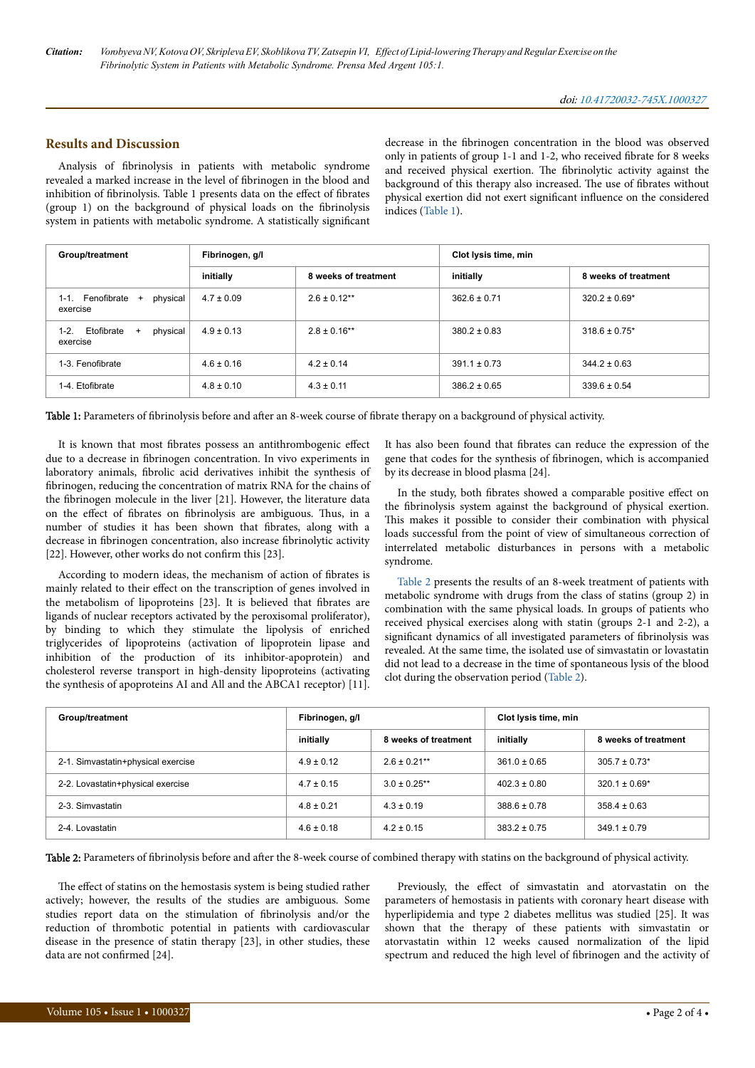## Results and Discussion

Analysis of fibrinolysis in patients with metabolic syndrome revealed a marked increase in the level of fibrinogen in the blood and inhibition of fibrinolysis. Table 1 presents data on the effect of fibrates (group 1) on the background of physical loads on the fibrinolysis system in patients with metabolic syndrome. A statistically significant decrease in the fibrinogen concentration in the blood was observed only in patients of group 1-1 and 1-2, who received fibrate for 8 weeks and received physical exertion. The fibrinolytic activity against the background of this therapy also increased. The use of fibrates without physical exertion did not exert significant influence on the considered indices (Table 1).

| Group/treatment | Fibrinogen, g/l | | Clot lysis time, min | |
|---|---|---|---|---|
| | initially | 8 weeks of treatment | initially | 8 weeks of treatment |
| 1-1. Fenofibrate + physical exercise | 4.7 ± 0.09 | 2.6 ± 0.12** | 362.6 ± 0.71 | 320.2 ± 0.69* |
| 1-2. Etofibrate + physical exercise | 4.9 ± 0.13 | 2.8 ± 0.16** | 380.2 ± 0.83 | 318.6 ± 0.75* |
| 1-3. Fenofibrate | 4.6 ± 0.16 | 4.2 ± 0.14 | 391.1 ± 0.73 | 344.2 ± 0.63 |
| 1-4. Etofibrate | 4.8 ± 0.10 | 4.3 ± 0.11 | 386.2 ± 0.65 | 339.6 ± 0.54 |

**Table 1:** Parameters of fibrinolysis before and after an 8-week course of fibrate therapy on a background of physical activity.

It is known that most fibrates possess an antithrombogenic effect due to a decrease in fibrinogen concentration. In vivo experiments in laboratory animals, fibrolic acid derivatives inhibit the synthesis of fibrinogen, reducing the concentration of matrix RNA for the chains of the fibrinogen molecule in the liver [21]. However, the literature data on the effect of fibrates on fibrinolysis are ambiguous. Thus, in a number of studies it has been shown that fibrates, along with a decrease in fibrinogen concentration, also increase fibrinolytic activity [22]. However, other works do not confirm this [23].

According to modern ideas, the mechanism of action of fibrates is mainly related to their effect on the transcription of genes involved in the metabolism of lipoproteins [23]. It is believed that fibrates are ligands of nuclear receptors activated by the peroxisomal proliferator), by binding to which they stimulate the lipolysis of enriched triglycerides of lipoproteins (activation of lipoprotein lipase and inhibition of the production of its inhibitor-apoprotein) and cholesterol reverse transport in high-density lipoproteins (activating the synthesis of apoproteins AI and All and the ABCA1 receptor) [11]. It has also been found that fibrates can reduce the expression of the gene that codes for the synthesis of fibrinogen, which is accompanied by its decrease in blood plasma [24].

In the study, both fibrates showed a comparable positive effect on the fibrinolysis system against the background of physical exertion. This makes it possible to consider their combination with physical loads successful from the point of view of simultaneous correction of interrelated metabolic disturbances in persons with a metabolic syndrome.

Table 2 presents the results of an 8-week treatment of patients with metabolic syndrome with drugs from the class of statins (group 2) in combination with the same physical loads. In groups of patients who received physical exercises along with statin (groups 2-1 and 2-2), a significant dynamics of all investigated parameters of fibrinolysis was revealed. At the same time, the isolated use of simvastatin or lovastatin did not lead to a decrease in the time of spontaneous lysis of the blood clot during the observation period (Table 2).

| Group/treatment | Fibrinogen, g/l | | Clot lysis time, min | |
|---|---|---|---|---|
| | initially | 8 weeks of treatment | initially | 8 weeks of treatment |
| 2-1. Simvastatin+physical exercise | 4.9 ± 0.12 | 2.6 ± 0.21** | 361.0 ± 0.65 | 305.7 ± 0.73* |
| 2-2. Lovastatin+physical exercise | 4.7 ± 0.15 | 3.0 ± 0.25** | 402.3 ± 0.80 | 320.1 ± 0.69* |
| 2-3. Simvastatin | 4.8 ± 0.21 | 4.3 ± 0.19 | 388.6 ± 0.78 | 358.4 ± 0.63 |
| 2-4. Lovastatin | 4.6 ± 0.18 | 4.2 ± 0.15 | 383.2 ± 0.75 | 349.1 ± 0.79 |

**Table 2:** Parameters of fibrinolysis before and after the 8-week course of combined therapy with statins on the background of physical activity.

The effect of statins on the hemostasis system is being studied rather actively; however, the results of the studies are ambiguous. Some studies report data on the stimulation of fibrinolysis and/or the reduction of thrombotic potential in patients with cardiovascular disease in the presence of statin therapy [23], in other studies, these data are not confirmed [24].

Previously, the effect of simvastatin and atorvastatin on the parameters of hemostasis in patients with coronary heart disease with hyperlipidemia and type 2 diabetes mellitus was studied [25]. It was shown that the therapy of these patients with simvastatin or atorvastatin within 12 weeks caused normalization of the lipid spectrum and reduced the high level of fibrinogen and the activity of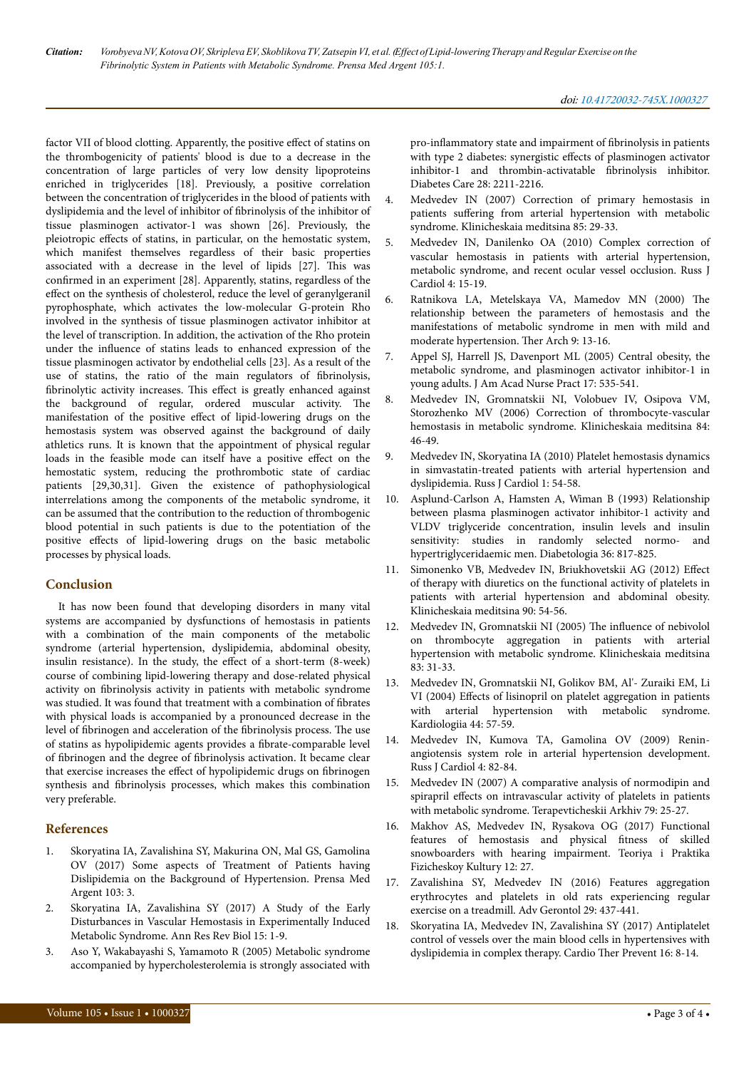factor VII of blood clotting. Apparently, the positive effect of statins on the thrombogenicity of patients' blood is due to a decrease in the concentration of large particles of very low density lipoproteins enriched in triglycerides [18]. Previously, a positive correlation between the concentration of triglycerides in the blood of patients with dyslipidemia and the level of inhibitor of fibrinolysis of the inhibitor of tissue plasminogen activator-1 was shown [26]. Previously, the pleiotropic effects of statins, in particular, on the hemostatic system, which manifest themselves regardless of their basic properties associated with a decrease in the level of lipids [27]. This was confirmed in an experiment [28]. Apparently, statins, regardless of the effect on the synthesis of cholesterol, reduce the level of geranylgeranil pyrophosphate, which activates the low-molecular G-protein Rho involved in the synthesis of tissue plasminogen activator inhibitor at the level of transcription. In addition, the activation of the Rho protein under the influence of statins leads to enhanced expression of the tissue plasminogen activator by endothelial cells [23]. As a result of the use of statins, the ratio of the main regulators of fibrinolysis, fibrinolytic activity increases. This effect is greatly enhanced against the background of regular, ordered muscular activity. The manifestation of the positive effect of lipid-lowering drugs on the hemostasis system was observed against the background of daily athletics runs. It is known that the appointment of physical regular loads in the feasible mode can itself have a positive effect on the hemostatic system, reducing the prothrombotic state of cardiac patients [29,30,31]. Given the existence of pathophysiological interrelations among the components of the metabolic syndrome, it can be assumed that the contribution to the reduction of thrombogenic blood potential in such patients is due to the potentiation of the positive effects of lipid-lowering drugs on the basic metabolic processes by physical loads.

## Conclusion

It has now been found that developing disorders in many vital systems are accompanied by dysfunctions of hemostasis in patients with a combination of the main components of the metabolic syndrome (arterial hypertension, dyslipidemia, abdominal obesity, insulin resistance). In the study, the effect of a short-term (8-week) course of combining lipid-lowering therapy and dose-related physical activity on fibrinolysis activity in patients with metabolic syndrome was studied. It was found that treatment with a combination of fibrates with physical loads is accompanied by a pronounced decrease in the level of fibrinogen and acceleration of the fibrinolysis process. The use of statins as hypolipidemic agents provides a fibrate-comparable level of fibrinogen and the degree of fibrinolysis activation. It became clear that exercise increases the effect of hypolipidemic drugs on fibrinogen synthesis and fibrinolysis processes, which makes this combination very preferable.

## References

1. Skoryatina IA, Zavalishina SY, Makurina ON, Mal GS, Gamolina OV (2017) Some aspects of Treatment of Patients having Dislipidemia on the Background of Hypertension. Prensa Med Argent 103: 3.
2. Skoryatina IA, Zavalishina SY (2017) A Study of the Early Disturbances in Vascular Hemostasis in Experimentally Induced Metabolic Syndrome. Ann Res Rev Biol 15: 1-9.
3. Aso Y, Wakabayashi S, Yamamoto R (2005) Metabolic syndrome accompanied by hypercholesterolemia is strongly associated with pro-inflammatory state and impairment of fibrinolysis in patients with type 2 diabetes: synergistic effects of plasminogen activator inhibitor-1 and thrombin-activatable fibrinolysis inhibitor. Diabetes Care 28: 2211-2216.
4. Medvedev IN (2007) Correction of primary hemostasis in patients suffering from arterial hypertension with metabolic syndrome. Klinicheskaia meditsina 85: 29-33.
5. Medvedev IN, Danilenko OA (2010) Complex correction of vascular hemostasis in patients with arterial hypertension, metabolic syndrome, and recent ocular vessel occlusion. Russ J Cardiol 4: 15-19.
6. Ratnikova LA, Metelskaya VA, Mamedov MN (2000) The relationship between the parameters of hemostasis and the manifestations of metabolic syndrome in men with mild and moderate hypertension. Ther Arch 9: 13-16.
7. Appel SJ, Harrell JS, Davenport ML (2005) Central obesity, the metabolic syndrome, and plasminogen activator inhibitor-1 in young adults. J Am Acad Nurse Pract 17: 535-541.
8. Medvedev IN, Gromnatskii NI, Volobuev IV, Osipova VM, Storozhenko MV (2006) Correction of thrombocyte-vascular hemostasis in metabolic syndrome. Klinicheskaia meditsina 84: 46-49.
9. Medvedev IN, Skoryatina IA (2010) Platelet hemostasis dynamics in simvastatin-treated patients with arterial hypertension and dyslipidemia. Russ J Cardiol 1: 54-58.
10. Asplund-Carlson A, Hamsten A, Wiman B (1993) Relationship between plasma plasminogen activator inhibitor-1 activity and VLDV triglyceride concentration, insulin levels and insulin sensitivity: studies in randomly selected normo- and hypertriglyceridaemic men. Diabetologia 36: 817-825.
11. Simonenko VB, Medvedev IN, Briukhovetskii AG (2012) Effect of therapy with diuretics on the functional activity of platelets in patients with arterial hypertension and abdominal obesity. Klinicheskaia meditsina 90: 54-56.
12. Medvedev IN, Gromnatskii NI (2005) The influence of nebivolol on thrombocyte aggregation in patients with arterial hypertension with metabolic syndrome. Klinicheskaia meditsina 83: 31-33.
13. Medvedev IN, Gromnatskii NI, Golikov BM, Al'- Zuraiki EM, Li VI (2004) Effects of lisinopril on platelet aggregation in patients with arterial hypertension with metabolic syndrome. Kardiologiia 44: 57-59.
14. Medvedev IN, Kumova TA, Gamolina OV (2009) Renin-angiotensis system role in arterial hypertension development. Russ J Cardiol 4: 82-84.
15. Medvedev IN (2007) A comparative analysis of normodipin and spirapril effects on intravascular activity of platelets in patients with metabolic syndrome. Terapevticheskii Arkhiv 79: 25-27.
16. Makhov AS, Medvedev IN, Rysakova OG (2017) Functional features of hemostasis and physical fitness of skilled snowboarders with hearing impairment. Teoriya i Praktika Fizicheskoy Kultury 12: 27.
17. Zavalishina SY, Medvedev IN (2016) Features aggregation erythrocytes and platelets in old rats experiencing regular exercise on a treadmill. Adv Gerontol 29: 437-441.
18. Skoryatina IA, Medvedev IN, Zavalishina SY (2017) Antiplatelet control of vessels over the main blood cells in hypertensives with dyslipidemia in complex therapy. Cardio Ther Prevent 16: 8-14.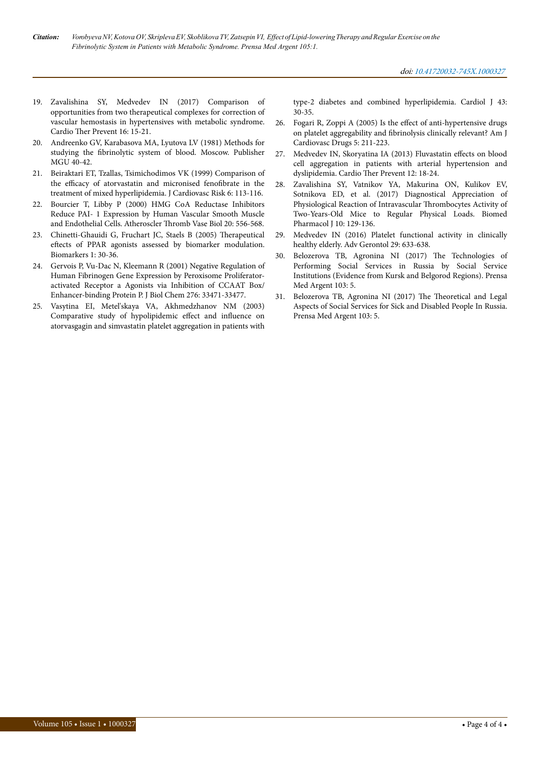19. Zavalishina SY, Medvedev IN (2017) Comparison of opportunities from two therapeutical complexes for correction of vascular hemostasis in hypertensives with metabolic syndrome. Cardio Ther Prevent 16: 15-21.
20. Andreenko GV, Karabasova MA, Lyutova LV (1981) Methods for studying the fibrinolytic system of blood. Moscow. Publisher MGU 40-42.
21. Beiraktari ET, Tzallas, Tsimichodimos VK (1999) Comparison of the efficacy of atorvastatin and micronised fenofibrate in the treatment of mixed hyperlipidemia. J Cardiovasc Risk 6: 113-116.
22. Bourcier T, Libby P (2000) HMG CoA Reductase Inhibitors Reduce PAI- 1 Expression by Human Vascular Smooth Muscle and Endothelial Cells. Atheroscler Thromb Vase Biol 20: 556-568.
23. Chinetti-Ghauidi G, Fruchart JC, Staels B (2005) Therapeutical effects of PPAR agonists assessed by biomarker modulation. Biomarkers 1: 30-36.
24. Gervois P, Vu-Dac N, Kleemann R (2001) Negative Regulation of Human Fibrinogen Gene Expression by Peroxisome Proliferator-activated Receptor a Agonists via Inhibition of CCAAT Box/Enhancer-binding Protein P. J Biol Chem 276: 33471-33477.
25. Vasytina EI, Metel'skaya VA, Akhmedzhanov NM (2003) Comparative study of hypolipidemic effect and influence on atorvasgagin and simvastatin platelet aggregation in patients with type-2 diabetes and combined hyperlipidemia. Cardiol J 43: 30-35.
26. Fogari R, Zoppi A (2005) Is the effect of anti-hypertensive drugs on platelet aggregability and fibrinolysis clinically relevant? Am J Cardiovasc Drugs 5: 211-223.
27. Medvedev IN, Skoryatina IA (2013) Fluvastatin effects on blood cell aggregation in patients with arterial hypertension and dyslipidemia. Cardio Ther Prevent 12: 18-24.
28. Zavalishina SY, Vatnikov YA, Makurina ON, Kulikov EV, Sotnikova ED, et al. (2017) Diagnostical Appreciation of Physiological Reaction of Intravascular Thrombocytes Activity of Two-Years-Old Mice to Regular Physical Loads. Biomed Pharmacol J 10: 129-136.
29. Medvedev IN (2016) Platelet functional activity in clinically healthy elderly. Adv Gerontol 29: 633-638.
30. Belozerova TB, Agronina NI (2017) The Technologies of Performing Social Services in Russia by Social Service Institutions (Evidence from Kursk and Belgorod Regions). Prensa Med Argent 103: 5.
31. Belozerova TB, Agronina NI (2017) The Theoretical and Legal Aspects of Social Services for Sick and Disabled People In Russia. Prensa Med Argent 103: 5.